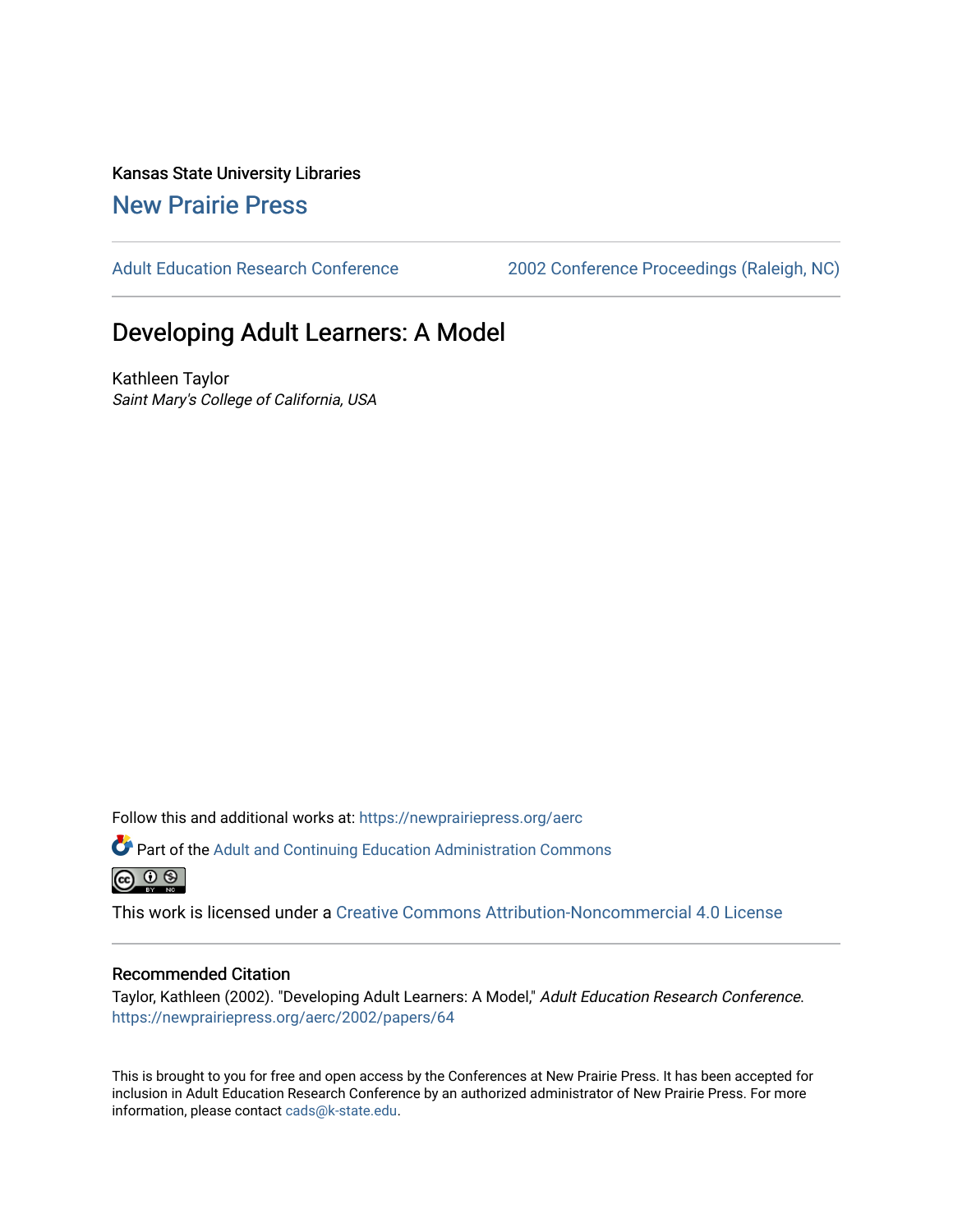Kansas State University Libraries

New Prairie Press

Adult Education Research Conference | 2002 Conference Proceedings (Raleigh, NC)

# Developing Adult Learners: A Model

Kathleen Taylor
*Saint Mary's College of California, USA*

Follow this and additional works at: https://newprairiepress.org/aerc

Part of the Adult and Continuing Education Administration Commons

This work is licensed under a Creative Commons Attribution-Noncommercial 4.0 License

## Recommended Citation

Taylor, Kathleen (2002). "Developing Adult Learners: A Model," *Adult Education Research Conference*. https://newprairiepress.org/aerc/2002/papers/64

This is brought to you for free and open access by the Conferences at New Prairie Press. It has been accepted for inclusion in Adult Education Research Conference by an authorized administrator of New Prairie Press. For more information, please contact cads@k-state.edu.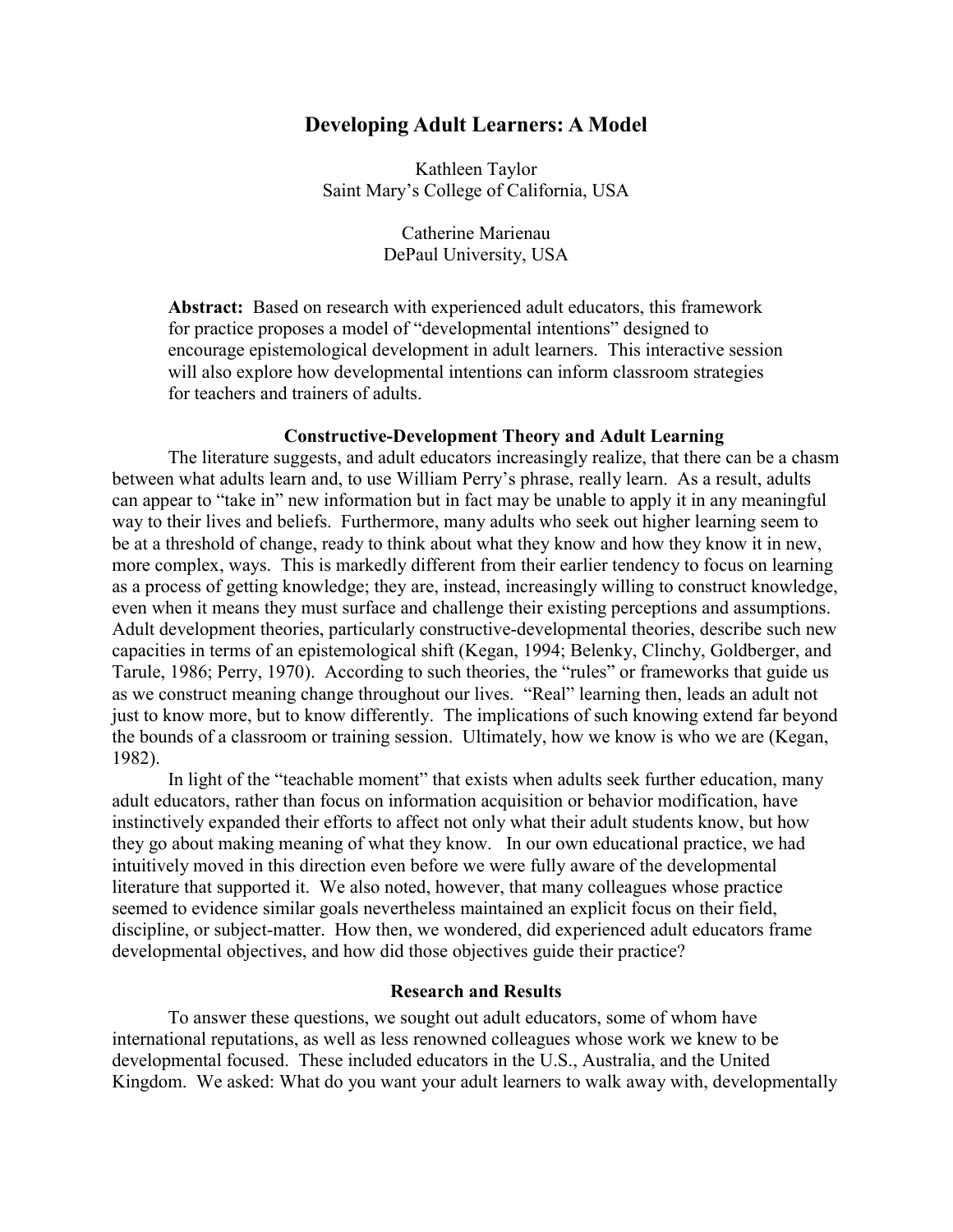# Developing Adult Learners: A Model

Kathleen Taylor
Saint Mary's College of California, USA

Catherine Marienau
DePaul University, USA

**Abstract:** Based on research with experienced adult educators, this framework for practice proposes a model of "developmental intentions" designed to encourage epistemological development in adult learners. This interactive session will also explore how developmental intentions can inform classroom strategies for teachers and trainers of adults.

### Constructive-Development Theory and Adult Learning

The literature suggests, and adult educators increasingly realize, that there can be a chasm between what adults learn and, to use William Perry's phrase, really learn. As a result, adults can appear to "take in" new information but in fact may be unable to apply it in any meaningful way to their lives and beliefs. Furthermore, many adults who seek out higher learning seem to be at a threshold of change, ready to think about what they know and how they know it in new, more complex, ways. This is markedly different from their earlier tendency to focus on learning as a process of getting knowledge; they are, instead, increasingly willing to construct knowledge, even when it means they must surface and challenge their existing perceptions and assumptions. Adult development theories, particularly constructive-developmental theories, describe such new capacities in terms of an epistemological shift (Kegan, 1994; Belenky, Clinchy, Goldberger, and Tarule, 1986; Perry, 1970). According to such theories, the "rules" or frameworks that guide us as we construct meaning change throughout our lives. "Real" learning then, leads an adult not just to know more, but to know differently. The implications of such knowing extend far beyond the bounds of a classroom or training session. Ultimately, how we know is who we are (Kegan, 1982).

In light of the "teachable moment" that exists when adults seek further education, many adult educators, rather than focus on information acquisition or behavior modification, have instinctively expanded their efforts to affect not only what their adult students know, but how they go about making meaning of what they know. In our own educational practice, we had intuitively moved in this direction even before we were fully aware of the developmental literature that supported it. We also noted, however, that many colleagues whose practice seemed to evidence similar goals nevertheless maintained an explicit focus on their field, discipline, or subject-matter. How then, we wondered, did experienced adult educators frame developmental objectives, and how did those objectives guide their practice?

### Research and Results

To answer these questions, we sought out adult educators, some of whom have international reputations, as well as less renowned colleagues whose work we knew to be developmental focused. These included educators in the U.S., Australia, and the United Kingdom. We asked: What do you want your adult learners to walk away with, developmentally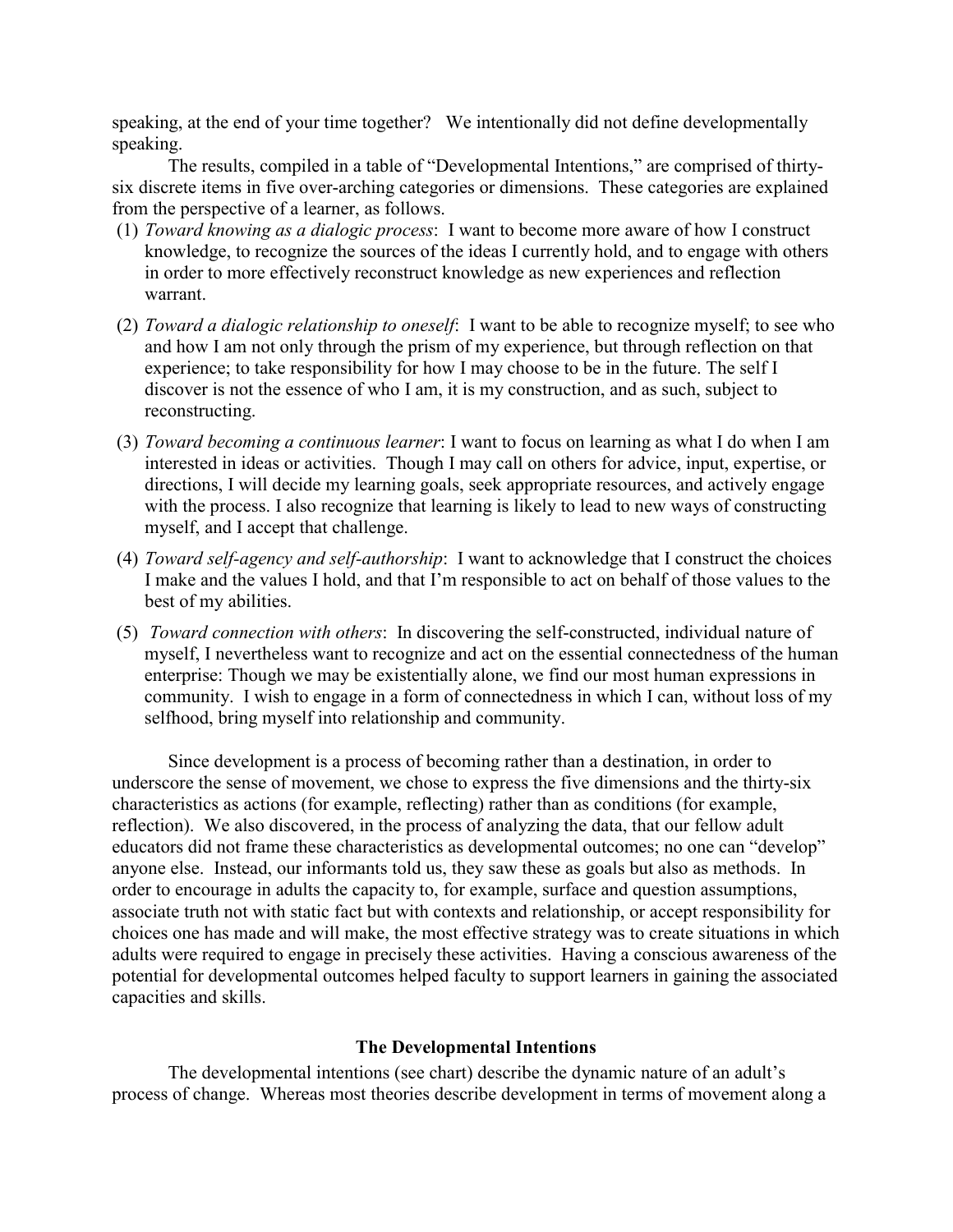speaking, at the end of your time together? We intentionally did not define developmentally speaking.

The results, compiled in a table of "Developmental Intentions," are comprised of thirty-six discrete items in five over-arching categories or dimensions. These categories are explained from the perspective of a learner, as follows.

(1) *Toward knowing as a dialogic process*: I want to become more aware of how I construct knowledge, to recognize the sources of the ideas I currently hold, and to engage with others in order to more effectively reconstruct knowledge as new experiences and reflection warrant.

(2) *Toward a dialogic relationship to oneself*: I want to be able to recognize myself; to see who and how I am not only through the prism of my experience, but through reflection on that experience; to take responsibility for how I may choose to be in the future. The self I discover is not the essence of who I am, it is my construction, and as such, subject to reconstructing.

(3) *Toward becoming a continuous learner*: I want to focus on learning as what I do when I am interested in ideas or activities. Though I may call on others for advice, input, expertise, or directions, I will decide my learning goals, seek appropriate resources, and actively engage with the process. I also recognize that learning is likely to lead to new ways of constructing myself, and I accept that challenge.

(4) *Toward self-agency and self-authorship*: I want to acknowledge that I construct the choices I make and the values I hold, and that I'm responsible to act on behalf of those values to the best of my abilities.

(5) *Toward connection with others*: In discovering the self-constructed, individual nature of myself, I nevertheless want to recognize and act on the essential connectedness of the human enterprise: Though we may be existentially alone, we find our most human expressions in community. I wish to engage in a form of connectedness in which I can, without loss of my selfhood, bring myself into relationship and community.

Since development is a process of becoming rather than a destination, in order to underscore the sense of movement, we chose to express the five dimensions and the thirty-six characteristics as actions (for example, reflecting) rather than as conditions (for example, reflection). We also discovered, in the process of analyzing the data, that our fellow adult educators did not frame these characteristics as developmental outcomes; no one can "develop" anyone else. Instead, our informants told us, they saw these as goals but also as methods. In order to encourage in adults the capacity to, for example, surface and question assumptions, associate truth not with static fact but with contexts and relationship, or accept responsibility for choices one has made and will make, the most effective strategy was to create situations in which adults were required to engage in precisely these activities. Having a conscious awareness of the potential for developmental outcomes helped faculty to support learners in gaining the associated capacities and skills.

## The Developmental Intentions

The developmental intentions (see chart) describe the dynamic nature of an adult's process of change. Whereas most theories describe development in terms of movement along a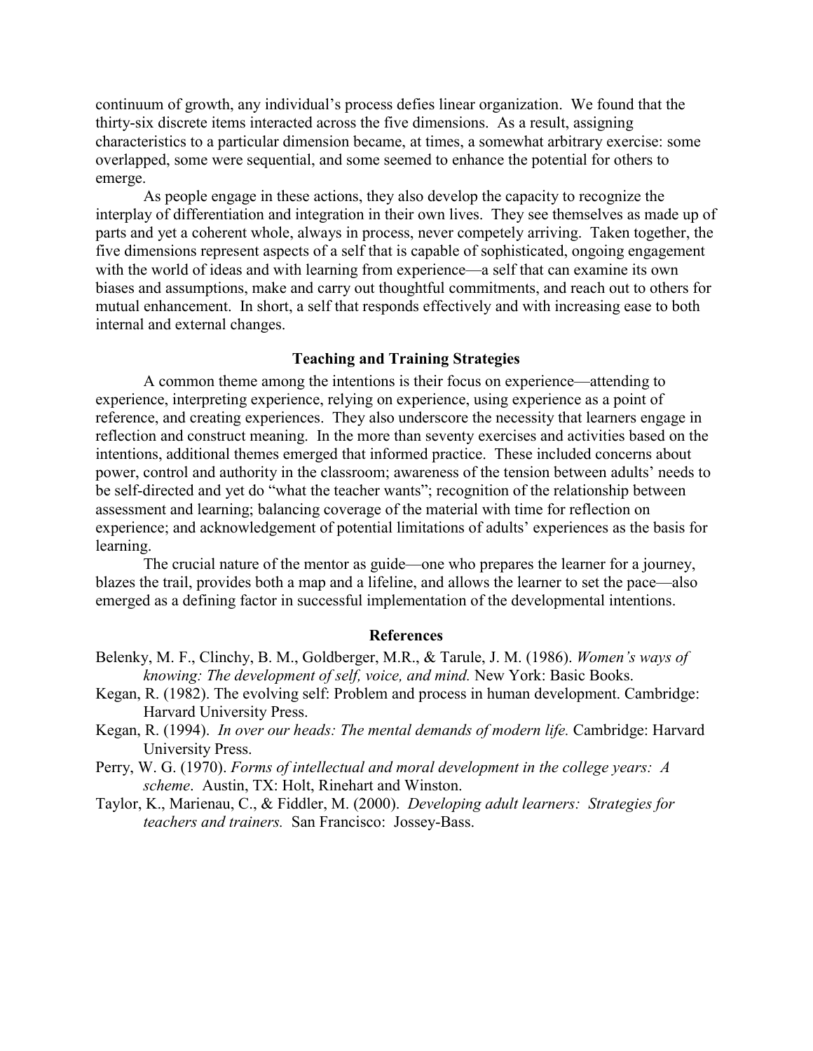continuum of growth, any individual's process defies linear organization. We found that the thirty-six discrete items interacted across the five dimensions. As a result, assigning characteristics to a particular dimension became, at times, a somewhat arbitrary exercise: some overlapped, some were sequential, and some seemed to enhance the potential for others to emerge.

As people engage in these actions, they also develop the capacity to recognize the interplay of differentiation and integration in their own lives. They see themselves as made up of parts and yet a coherent whole, always in process, never competely arriving. Taken together, the five dimensions represent aspects of a self that is capable of sophisticated, ongoing engagement with the world of ideas and with learning from experience—a self that can examine its own biases and assumptions, make and carry out thoughtful commitments, and reach out to others for mutual enhancement. In short, a self that responds effectively and with increasing ease to both internal and external changes.

## Teaching and Training Strategies

A common theme among the intentions is their focus on experience—attending to experience, interpreting experience, relying on experience, using experience as a point of reference, and creating experiences. They also underscore the necessity that learners engage in reflection and construct meaning. In the more than seventy exercises and activities based on the intentions, additional themes emerged that informed practice. These included concerns about power, control and authority in the classroom; awareness of the tension between adults' needs to be self-directed and yet do "what the teacher wants"; recognition of the relationship between assessment and learning; balancing coverage of the material with time for reflection on experience; and acknowledgement of potential limitations of adults' experiences as the basis for learning.

The crucial nature of the mentor as guide—one who prepares the learner for a journey, blazes the trail, provides both a map and a lifeline, and allows the learner to set the pace—also emerged as a defining factor in successful implementation of the developmental intentions.

## References

Belenky, M. F., Clinchy, B. M., Goldberger, M.R., & Tarule, J. M. (1986). *Women's ways of knowing: The development of self, voice, and mind.* New York: Basic Books.

Kegan, R. (1982). The evolving self: Problem and process in human development. Cambridge: Harvard University Press.

Kegan, R. (1994). *In over our heads: The mental demands of modern life.* Cambridge: Harvard University Press.

Perry, W. G. (1970). *Forms of intellectual and moral development in the college years: A scheme*. Austin, TX: Holt, Rinehart and Winston.

Taylor, K., Marienau, C., & Fiddler, M. (2000). *Developing adult learners: Strategies for teachers and trainers.* San Francisco: Jossey-Bass.